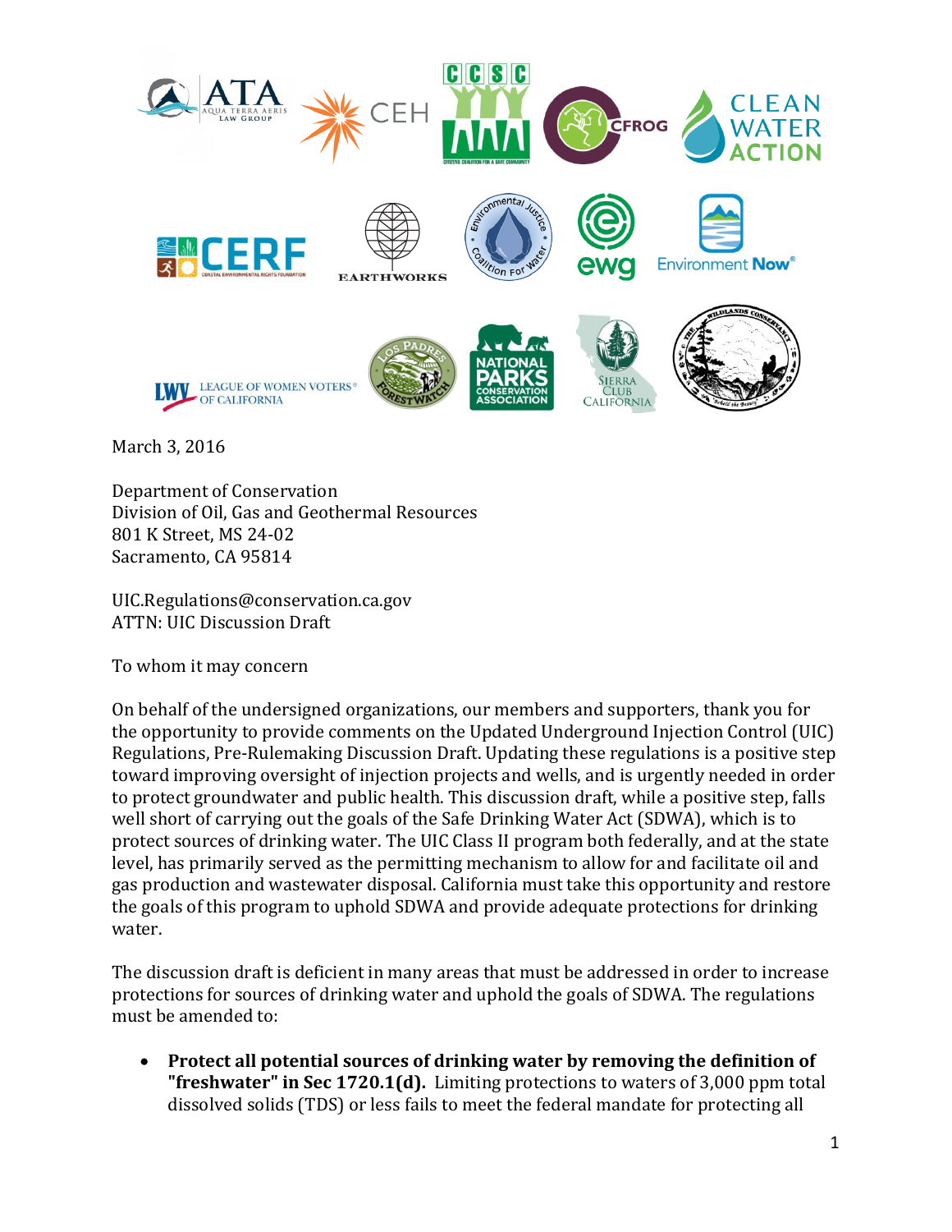March 3, 2016

Department of Conservation
Division of Oil, Gas and Geothermal Resources
801 K Street, MS 24-02
Sacramento, CA 95814

UIC.Regulations@conservation.ca.gov
ATTN: UIC Discussion Draft

To whom it may concern

On behalf of the undersigned organizations, our members and supporters, thank you for the opportunity to provide comments on the Updated Underground Injection Control (UIC) Regulations, Pre-Rulemaking Discussion Draft. Updating these regulations is a positive step toward improving oversight of injection projects and wells, and is urgently needed in order to protect groundwater and public health. This discussion draft, while a positive step, falls well short of carrying out the goals of the Safe Drinking Water Act (SDWA), which is to protect sources of drinking water. The UIC Class II program both federally, and at the state level, has primarily served as the permitting mechanism to allow for and facilitate oil and gas production and wastewater disposal. California must take this opportunity and restore the goals of this program to uphold SDWA and provide adequate protections for drinking water.

The discussion draft is deficient in many areas that must be addressed in order to increase protections for sources of drinking water and uphold the goals of SDWA. The regulations must be amended to:

- **Protect all potential sources of drinking water by removing the definition of "freshwater" in Sec 1720.1(d).** Limiting protections to waters of 3,000 ppm total dissolved solids (TDS) or less fails to meet the federal mandate for protecting all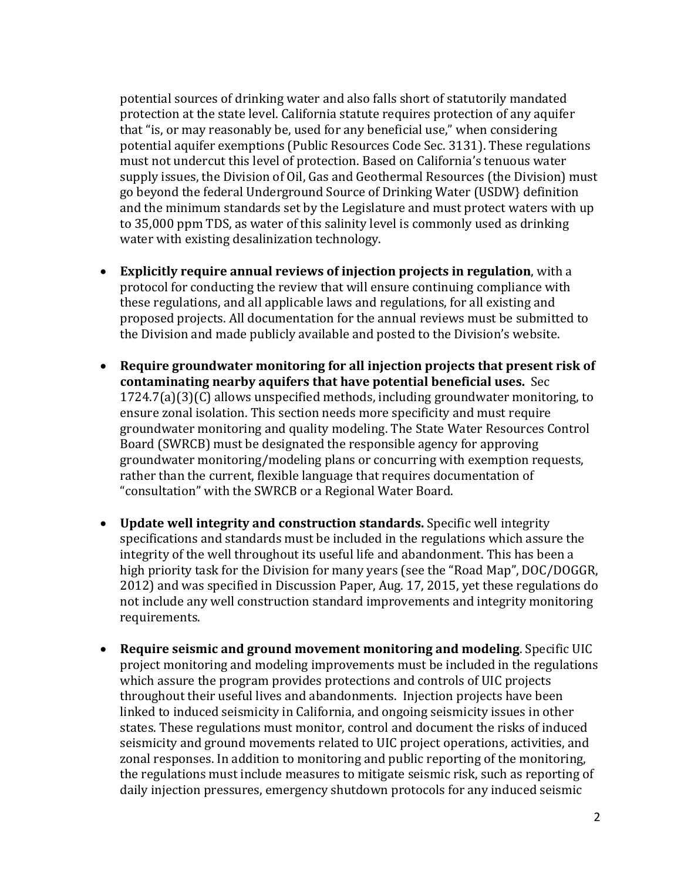potential sources of drinking water and also falls short of statutorily mandated protection at the state level. California statute requires protection of any aquifer that "is, or may reasonably be, used for any beneficial use," when considering potential aquifer exemptions (Public Resources Code Sec. 3131). These regulations must not undercut this level of protection. Based on California's tenuous water supply issues, the Division of Oil, Gas and Geothermal Resources (the Division) must go beyond the federal Underground Source of Drinking Water (USDW} definition and the minimum standards set by the Legislature and must protect waters with up to 35,000 ppm TDS, as water of this salinity level is commonly used as drinking water with existing desalinization technology.

- **Explicitly require annual reviews of injection projects in regulation**, with a protocol for conducting the review that will ensure continuing compliance with these regulations, and all applicable laws and regulations, for all existing and proposed projects. All documentation for the annual reviews must be submitted to the Division and made publicly available and posted to the Division's website.

- **Require groundwater monitoring for all injection projects that present risk of contaminating nearby aquifers that have potential beneficial uses.** Sec 1724.7(a)(3)(C) allows unspecified methods, including groundwater monitoring, to ensure zonal isolation. This section needs more specificity and must require groundwater monitoring and quality modeling. The State Water Resources Control Board (SWRCB) must be designated the responsible agency for approving groundwater monitoring/modeling plans or concurring with exemption requests, rather than the current, flexible language that requires documentation of "consultation" with the SWRCB or a Regional Water Board.

- **Update well integrity and construction standards.** Specific well integrity specifications and standards must be included in the regulations which assure the integrity of the well throughout its useful life and abandonment. This has been a high priority task for the Division for many years (see the "Road Map", DOC/DOGGR, 2012) and was specified in Discussion Paper, Aug. 17, 2015, yet these regulations do not include any well construction standard improvements and integrity monitoring requirements.

- **Require seismic and ground movement monitoring and modeling**. Specific UIC project monitoring and modeling improvements must be included in the regulations which assure the program provides protections and controls of UIC projects throughout their useful lives and abandonments. Injection projects have been linked to induced seismicity in California, and ongoing seismicity issues in other states. These regulations must monitor, control and document the risks of induced seismicity and ground movements related to UIC project operations, activities, and zonal responses. In addition to monitoring and public reporting of the monitoring, the regulations must include measures to mitigate seismic risk, such as reporting of daily injection pressures, emergency shutdown protocols for any induced seismic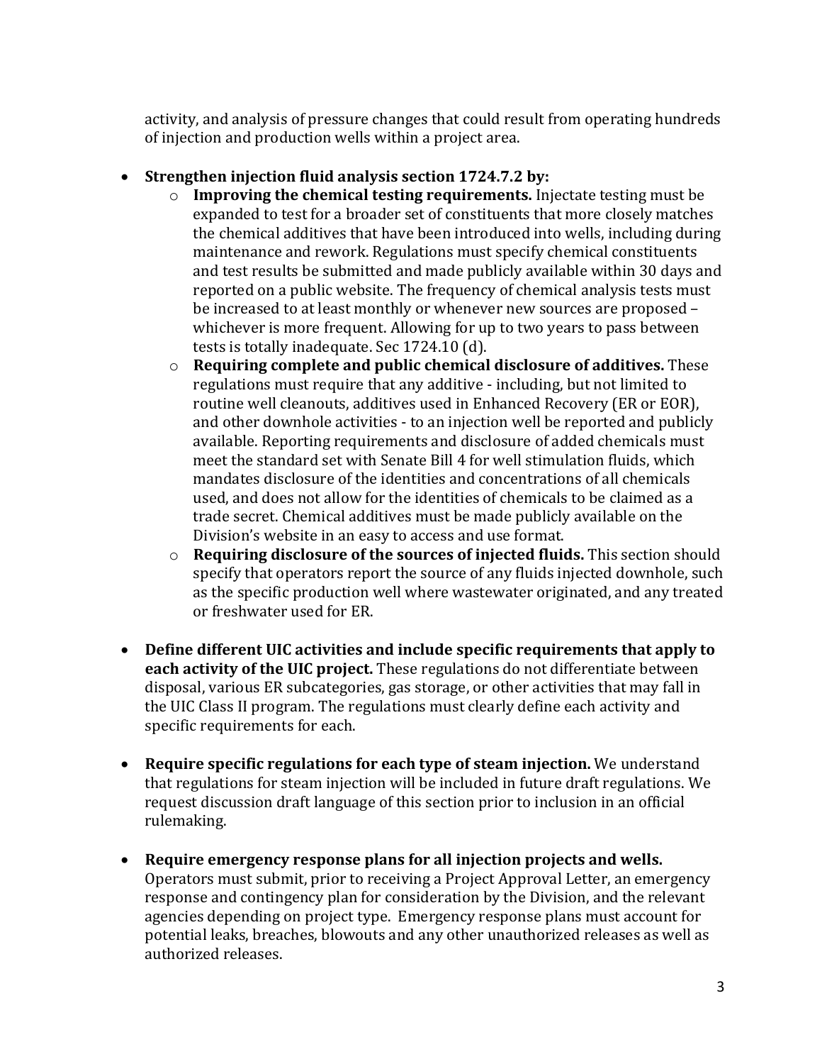activity, and analysis of pressure changes that could result from operating hundreds of injection and production wells within a project area.

- **Strengthen injection fluid analysis section 1724.7.2 by:**
  - **Improving the chemical testing requirements.** Injectate testing must be expanded to test for a broader set of constituents that more closely matches the chemical additives that have been introduced into wells, including during maintenance and rework. Regulations must specify chemical constituents and test results be submitted and made publicly available within 30 days and reported on a public website. The frequency of chemical analysis tests must be increased to at least monthly or whenever new sources are proposed – whichever is more frequent. Allowing for up to two years to pass between tests is totally inadequate. Sec 1724.10 (d).
  - **Requiring complete and public chemical disclosure of additives.** These regulations must require that any additive - including, but not limited to routine well cleanouts, additives used in Enhanced Recovery (ER or EOR), and other downhole activities - to an injection well be reported and publicly available. Reporting requirements and disclosure of added chemicals must meet the standard set with Senate Bill 4 for well stimulation fluids, which mandates disclosure of the identities and concentrations of all chemicals used, and does not allow for the identities of chemicals to be claimed as a trade secret. Chemical additives must be made publicly available on the Division's website in an easy to access and use format.
  - **Requiring disclosure of the sources of injected fluids.** This section should specify that operators report the source of any fluids injected downhole, such as the specific production well where wastewater originated, and any treated or freshwater used for ER.

- **Define different UIC activities and include specific requirements that apply to each activity of the UIC project.** These regulations do not differentiate between disposal, various ER subcategories, gas storage, or other activities that may fall in the UIC Class II program. The regulations must clearly define each activity and specific requirements for each.

- **Require specific regulations for each type of steam injection.** We understand that regulations for steam injection will be included in future draft regulations. We request discussion draft language of this section prior to inclusion in an official rulemaking.

- **Require emergency response plans for all injection projects and wells.** Operators must submit, prior to receiving a Project Approval Letter, an emergency response and contingency plan for consideration by the Division, and the relevant agencies depending on project type. Emergency response plans must account for potential leaks, breaches, blowouts and any other unauthorized releases as well as authorized releases.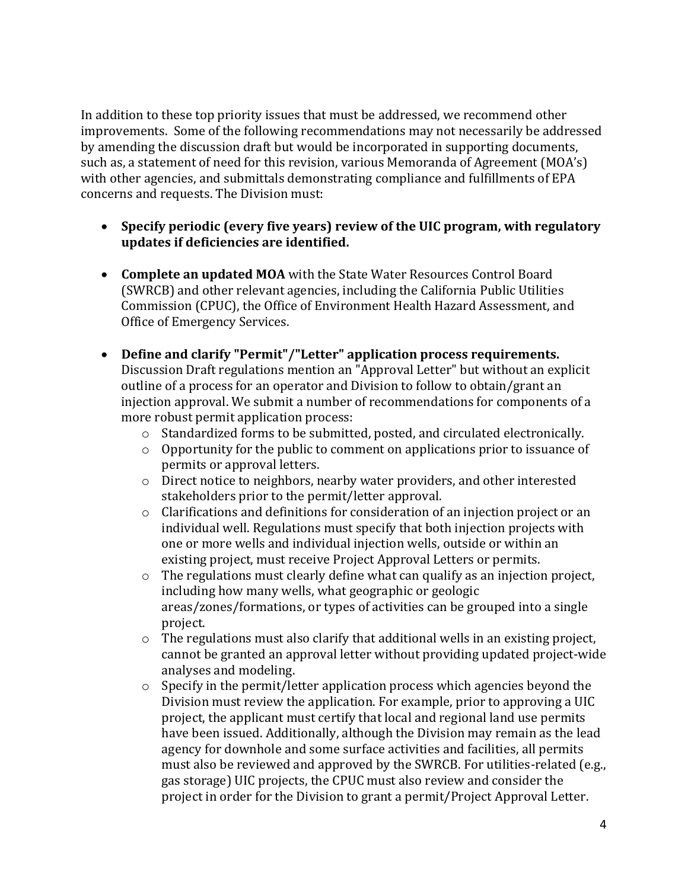In addition to these top priority issues that must be addressed, we recommend other improvements. Some of the following recommendations may not necessarily be addressed by amending the discussion draft but would be incorporated in supporting documents, such as, a statement of need for this revision, various Memoranda of Agreement (MOA's) with other agencies, and submittals demonstrating compliance and fulfillments of EPA concerns and requests. The Division must:

- **Specify periodic (every five years) review of the UIC program, with regulatory updates if deficiencies are identified.**

- **Complete an updated MOA** with the State Water Resources Control Board (SWRCB) and other relevant agencies, including the California Public Utilities Commission (CPUC), the Office of Environment Health Hazard Assessment, and Office of Emergency Services.

- **Define and clarify "Permit"/"Letter" application process requirements.** Discussion Draft regulations mention an "Approval Letter" but without an explicit outline of a process for an operator and Division to follow to obtain/grant an injection approval. We submit a number of recommendations for components of a more robust permit application process:
    - Standardized forms to be submitted, posted, and circulated electronically.
    - Opportunity for the public to comment on applications prior to issuance of permits or approval letters.
    - Direct notice to neighbors, nearby water providers, and other interested stakeholders prior to the permit/letter approval.
    - Clarifications and definitions for consideration of an injection project or an individual well. Regulations must specify that both injection projects with one or more wells and individual injection wells, outside or within an existing project, must receive Project Approval Letters or permits.
    - The regulations must clearly define what can qualify as an injection project, including how many wells, what geographic or geologic areas/zones/formations, or types of activities can be grouped into a single project.
    - The regulations must also clarify that additional wells in an existing project, cannot be granted an approval letter without providing updated project-wide analyses and modeling.
    - Specify in the permit/letter application process which agencies beyond the Division must review the application. For example, prior to approving a UIC project, the applicant must certify that local and regional land use permits have been issued. Additionally, although the Division may remain as the lead agency for downhole and some surface activities and facilities, all permits must also be reviewed and approved by the SWRCB. For utilities-related (e.g., gas storage) UIC projects, the CPUC must also review and consider the project in order for the Division to grant a permit/Project Approval Letter.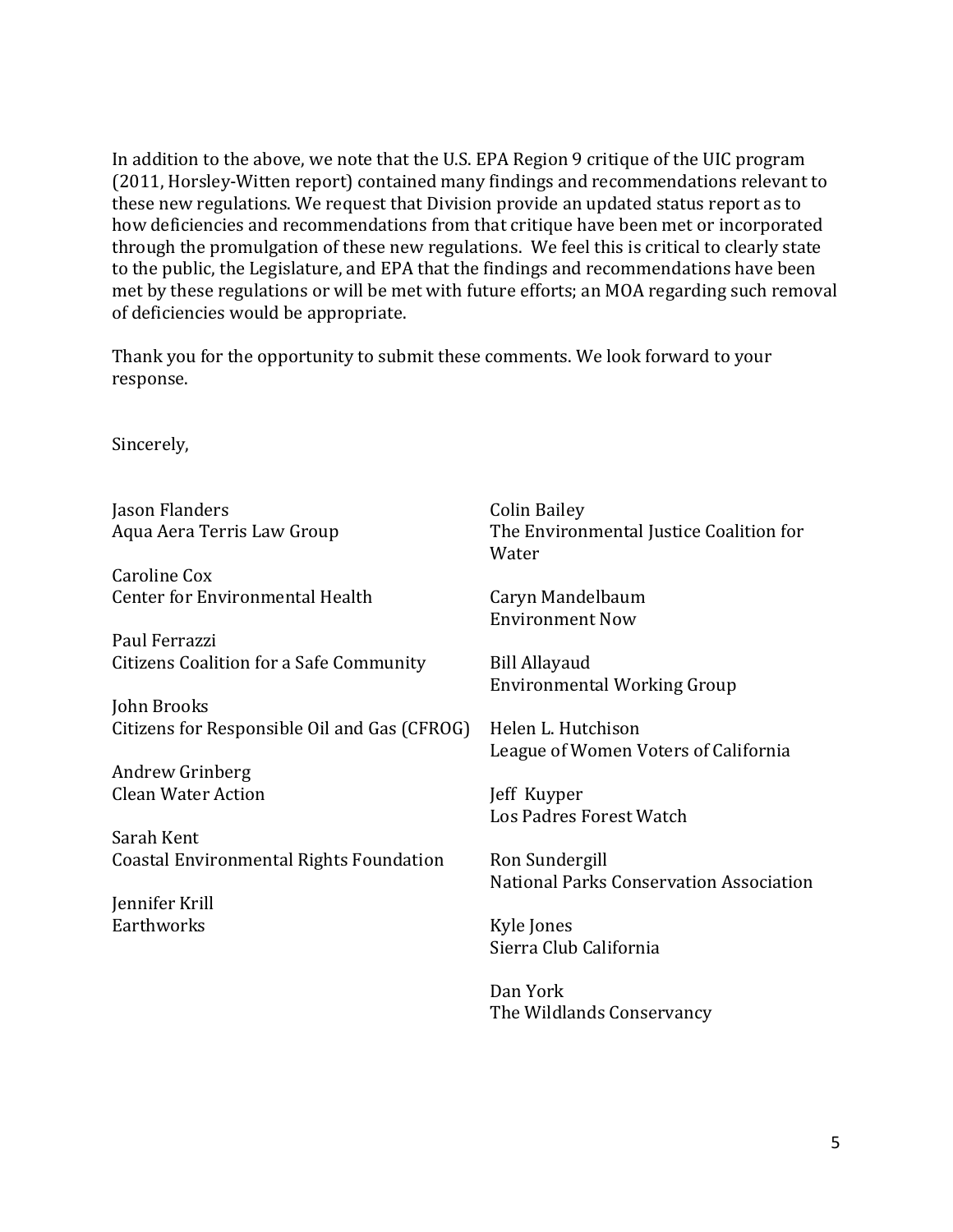In addition to the above, we note that the U.S. EPA Region 9 critique of the UIC program (2011, Horsley-Witten report) contained many findings and recommendations relevant to these new regulations. We request that Division provide an updated status report as to how deficiencies and recommendations from that critique have been met or incorporated through the promulgation of these new regulations. We feel this is critical to clearly state to the public, the Legislature, and EPA that the findings and recommendations have been met by these regulations or will be met with future efforts; an MOA regarding such removal of deficiencies would be appropriate.

Thank you for the opportunity to submit these comments. We look forward to your response.

Sincerely,

Jason Flanders
Aqua Aera Terris Law Group

Caroline Cox
Center for Environmental Health

Paul Ferrazzi
Citizens Coalition for a Safe Community

John Brooks
Citizens for Responsible Oil and Gas (CFROG)

Andrew Grinberg
Clean Water Action

Sarah Kent
Coastal Environmental Rights Foundation

Jennifer Krill
Earthworks

Colin Bailey
The Environmental Justice Coalition for Water

Caryn Mandelbaum
Environment Now

Bill Allayaud
Environmental Working Group

Helen L. Hutchison
League of Women Voters of California

Jeff Kuyper
Los Padres Forest Watch

Ron Sundergill
National Parks Conservation Association

Kyle Jones
Sierra Club California

Dan York
The Wildlands Conservancy